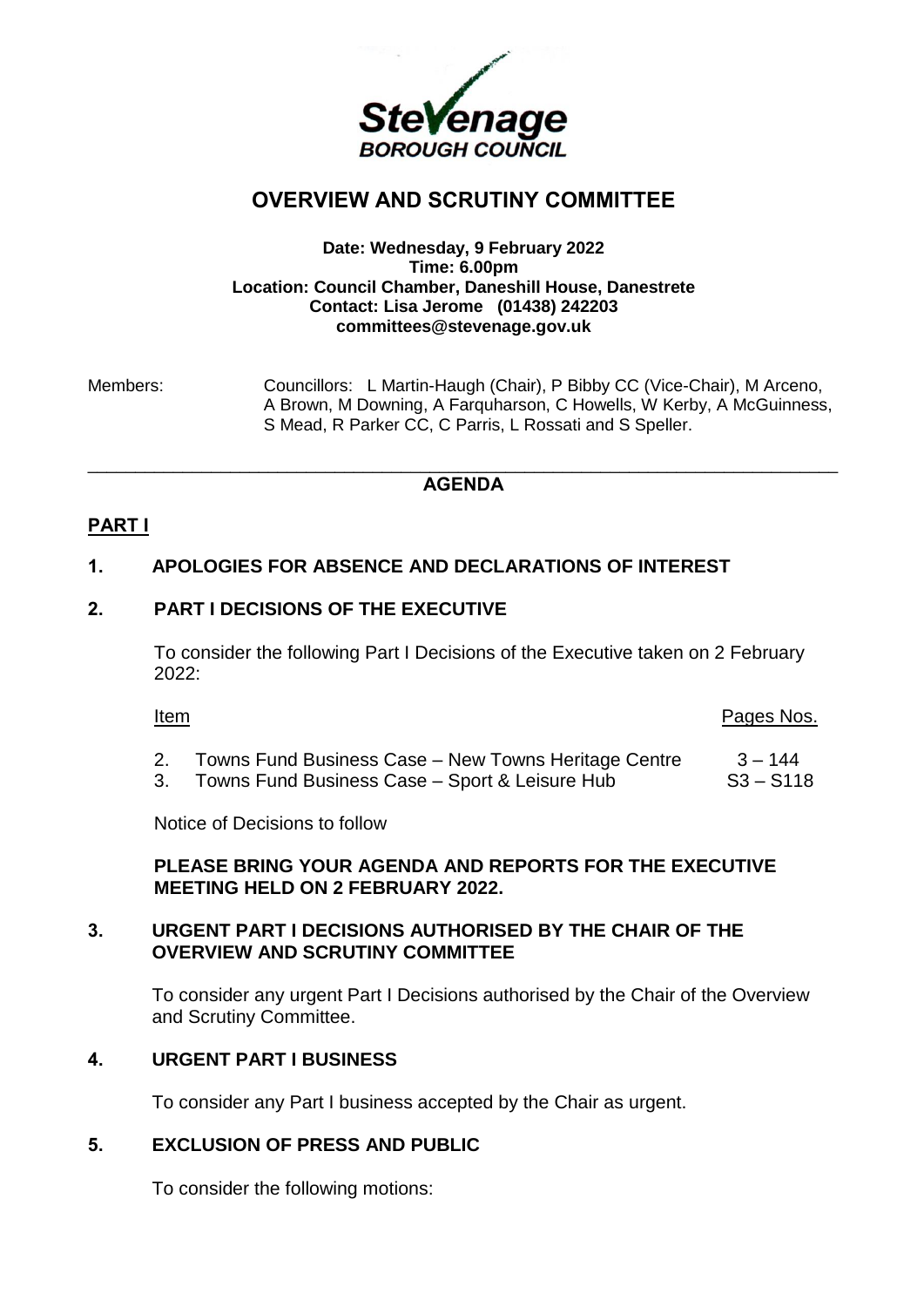Stevenage
BOROUGH COUNCIL

# OVERVIEW AND SCRUTINY COMMITTEE

**Date: Wednesday, 9 February 2022**
**Time: 6.00pm**
**Location: Council Chamber, Daneshill House, Danestrete**
**Contact: Lisa Jerome (01438) 242203**
**committees@stevenage.gov.uk**

Members: Councillors: L Martin-Haugh (Chair), P Bibby CC (Vice-Chair), M Arceno, A Brown, M Downing, A Farquharson, C Howells, W Kerby, A McGuinness, S Mead, R Parker CC, C Parris, L Rossati and S Speller.

---

## AGENDA

## PART I

### 1. APOLOGIES FOR ABSENCE AND DECLARATIONS OF INTEREST

### 2. PART I DECISIONS OF THE EXECUTIVE

To consider the following Part I Decisions of the Executive taken on 2 February 2022:

| Item | Pages Nos. |
| --- | --- |
| 2. Towns Fund Business Case – New Towns Heritage Centre | 3 – 144 |
| 3. Towns Fund Business Case – Sport & Leisure Hub | S3 – S118 |

Notice of Decisions to follow

**PLEASE BRING YOUR AGENDA AND REPORTS FOR THE EXECUTIVE MEETING HELD ON 2 FEBRUARY 2022.**

### 3. URGENT PART I DECISIONS AUTHORISED BY THE CHAIR OF THE OVERVIEW AND SCRUTINY COMMITTEE

To consider any urgent Part I Decisions authorised by the Chair of the Overview and Scrutiny Committee.

### 4. URGENT PART I BUSINESS

To consider any Part I business accepted by the Chair as urgent.

### 5. EXCLUSION OF PRESS AND PUBLIC

To consider the following motions: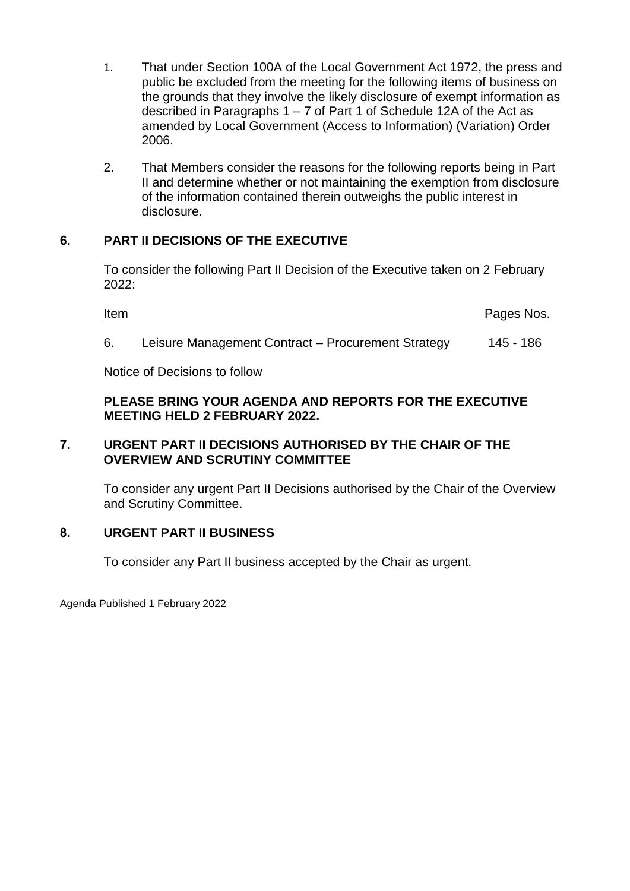1. That under Section 100A of the Local Government Act 1972, the press and public be excluded from the meeting for the following items of business on the grounds that they involve the likely disclosure of exempt information as described in Paragraphs 1 – 7 of Part 1 of Schedule 12A of the Act as amended by Local Government (Access to Information) (Variation) Order 2006.

2. That Members consider the reasons for the following reports being in Part II and determine whether or not maintaining the exemption from disclosure of the information contained therein outweighs the public interest in disclosure.

## 6. PART II DECISIONS OF THE EXECUTIVE

To consider the following Part II Decision of the Executive taken on 2 February 2022:

| Item | | Pages Nos. |
|---|---|---|
| 6. | Leisure Management Contract – Procurement Strategy | 145 - 186 |

Notice of Decisions to follow

**PLEASE BRING YOUR AGENDA AND REPORTS FOR THE EXECUTIVE MEETING HELD 2 FEBRUARY 2022.**

## 7. URGENT PART II DECISIONS AUTHORISED BY THE CHAIR OF THE OVERVIEW AND SCRUTINY COMMITTEE

To consider any urgent Part II Decisions authorised by the Chair of the Overview and Scrutiny Committee.

## 8. URGENT PART II BUSINESS

To consider any Part II business accepted by the Chair as urgent.

Agenda Published 1 February 2022